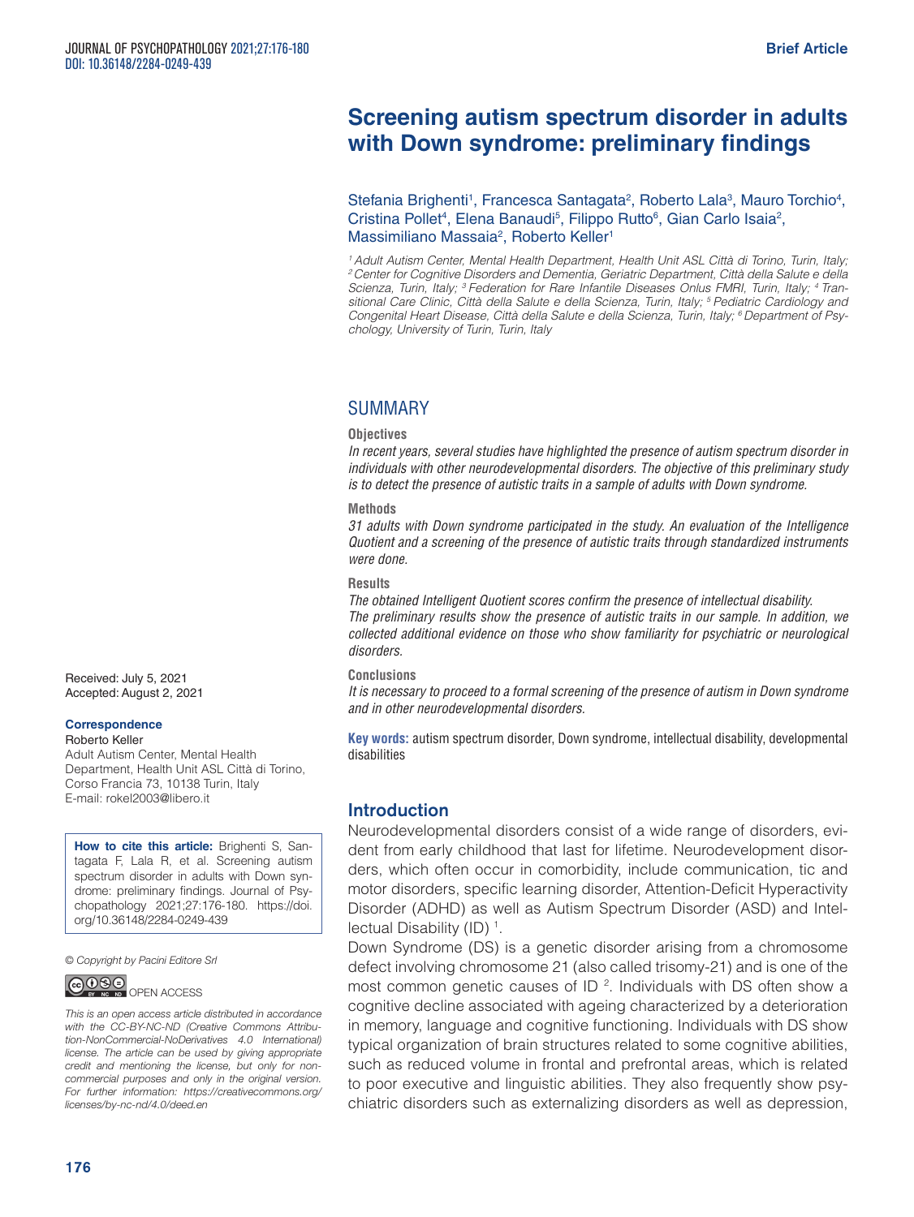Brief Article

# Screening autism spectrum disorder in adults with Down syndrome: preliminary findings

Stefania Brighenti[1], Francesca Santagata[2], Roberto Lala[3], Mauro Torchio[4], Cristina Pollet[4], Elena Banaudi[5], Filippo Rutto[6], Gian Carlo Isaia[2], Massimiliano Massaia[2], Roberto Keller[1]

*[1] Adult Autism Center, Mental Health Department, Health Unit ASL Città di Torino, Turin, Italy; [2] Center for Cognitive Disorders and Dementia, Geriatric Department, Città della Salute e della Scienza, Turin, Italy; [3] Federation for Rare Infantile Diseases Onlus FMRI, Turin, Italy; [4] Transitional Care Clinic, Città della Salute e della Scienza, Turin, Italy; [5] Pediatric Cardiology and Congenital Heart Disease, Città della Salute e della Scienza, Turin, Italy; [6] Department of Psychology, University of Turin, Turin, Italy*

## SUMMARY

**Objectives**

*In recent years, several studies have highlighted the presence of autism spectrum disorder in individuals with other neurodevelopmental disorders. The objective of this preliminary study is to detect the presence of autistic traits in a sample of adults with Down syndrome.*

**Methods**

*31 adults with Down syndrome participated in the study. An evaluation of the Intelligence Quotient and a screening of the presence of autistic traits through standardized instruments were done.*

**Results**

*The obtained Intelligent Quotient scores confirm the presence of intellectual disability. The preliminary results show the presence of autistic traits in our sample. In addition, we collected additional evidence on those who show familiarity for psychiatric or neurological disorders.*

**Conclusions**

*It is necessary to proceed to a formal screening of the presence of autism in Down syndrome and in other neurodevelopmental disorders.*

**Key words:** autism spectrum disorder, Down syndrome, intellectual disability, developmental disabilities

Received: July 5, 2021
Accepted: August 2, 2021

**Correspondence**
Roberto Keller
Adult Autism Center, Mental Health Department, Health Unit ASL Città di Torino, Corso Francia 73, 10138 Turin, Italy
E-mail: rokel2003@libero.it

**How to cite this article:** Brighenti S, Santagata F, Lala R, et al. Screening autism spectrum disorder in adults with Down syndrome: preliminary findings. Journal of Psychopathology 2021;27:176-180. https://doi.org/10.36148/2284-0249-439

*© Copyright by Pacini Editore Srl*

OPEN ACCESS

*This is an open access article distributed in accordance with the CC-BY-NC-ND (Creative Commons Attribution-NonCommercial-NoDerivatives 4.0 International) license. The article can be used by giving appropriate credit and mentioning the license, but only for noncommercial purposes and only in the original version. For further information: https://creativecommons.org/licenses/by-nc-nd/4.0/deed.en*

## Introduction

Neurodevelopmental disorders consist of a wide range of disorders, evident from early childhood that last for lifetime. Neurodevelopment disorders, which often occur in comorbidity, include communication, tic and motor disorders, specific learning disorder, Attention-Deficit Hyperactivity Disorder (ADHD) as well as Autism Spectrum Disorder (ASD) and Intellectual Disability (ID) [1].

Down Syndrome (DS) is a genetic disorder arising from a chromosome defect involving chromosome 21 (also called trisomy-21) and is one of the most common genetic causes of ID [2]. Individuals with DS often show a cognitive decline associated with ageing characterized by a deterioration in memory, language and cognitive functioning. Individuals with DS show typical organization of brain structures related to some cognitive abilities, such as reduced volume in frontal and prefrontal areas, which is related to poor executive and linguistic abilities. They also frequently show psychiatric disorders such as externalizing disorders as well as depression,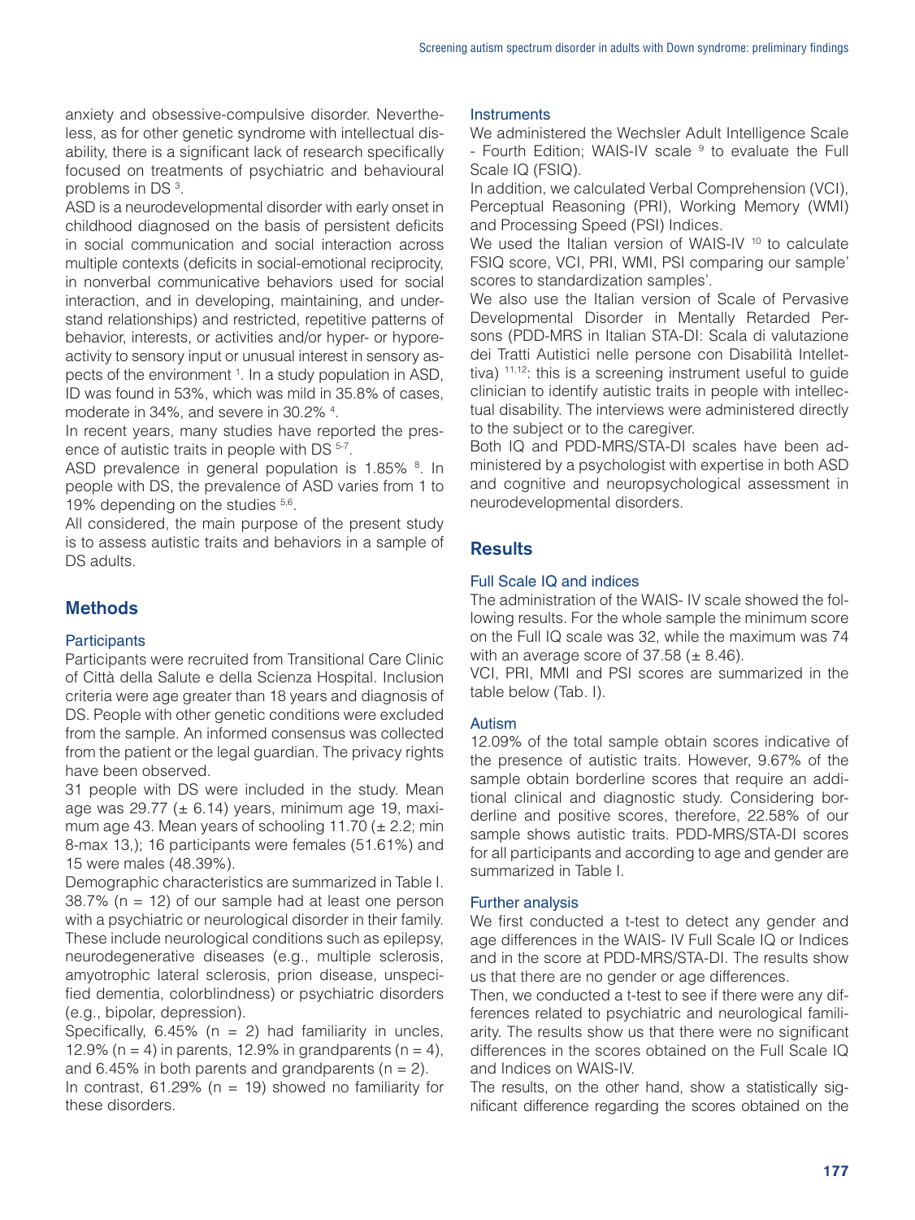anxiety and obsessive-compulsive disorder. Nevertheless, as for other genetic syndrome with intellectual disability, there is a significant lack of research specifically focused on treatments of psychiatric and behavioural problems in DS [3].

ASD is a neurodevelopmental disorder with early onset in childhood diagnosed on the basis of persistent deficits in social communication and social interaction across multiple contexts (deficits in social-emotional reciprocity, in nonverbal communicative behaviors used for social interaction, and in developing, maintaining, and understand relationships) and restricted, repetitive patterns of behavior, interests, or activities and/or hyper- or hyporeactivity to sensory input or unusual interest in sensory aspects of the environment [1]. In a study population in ASD, ID was found in 53%, which was mild in 35.8% of cases, moderate in 34%, and severe in 30.2% [4].

In recent years, many studies have reported the presence of autistic traits in people with DS [5-7].

ASD prevalence in general population is 1.85% [8]. In people with DS, the prevalence of ASD varies from 1 to 19% depending on the studies [5,6].

All considered, the main purpose of the present study is to assess autistic traits and behaviors in a sample of DS adults.

## Methods

### Participants

Participants were recruited from Transitional Care Clinic of Città della Salute e della Scienza Hospital. Inclusion criteria were age greater than 18 years and diagnosis of DS. People with other genetic conditions were excluded from the sample. An informed consensus was collected from the patient or the legal guardian. The privacy rights have been observed.

31 people with DS were included in the study. Mean age was 29.77 (± 6.14) years, minimum age 19, maximum age 43. Mean years of schooling 11.70 (± 2.2; min 8-max 13,); 16 participants were females (51.61%) and 15 were males (48.39%).

Demographic characteristics are summarized in Table I.

38.7% (n = 12) of our sample had at least one person with a psychiatric or neurological disorder in their family. These include neurological conditions such as epilepsy, neurodegenerative diseases (e.g., multiple sclerosis, amyotrophic lateral sclerosis, prion disease, unspecified dementia, colorblindness) or psychiatric disorders (e.g., bipolar, depression).

Specifically, 6.45% (n = 2) had familiarity in uncles, 12.9% (n = 4) in parents, 12.9% in grandparents (n = 4), and 6.45% in both parents and grandparents (n = 2).

In contrast, 61.29% (n = 19) showed no familiarity for these disorders.

### Instruments

We administered the Wechsler Adult Intelligence Scale - Fourth Edition; WAIS-IV scale [9] to evaluate the Full Scale IQ (FSIQ).

In addition, we calculated Verbal Comprehension (VCI), Perceptual Reasoning (PRI), Working Memory (WMI) and Processing Speed (PSI) Indices.

We used the Italian version of WAIS-IV [10] to calculate FSIQ score, VCI, PRI, WMI, PSI comparing our sample' scores to standardization samples'.

We also use the Italian version of Scale of Pervasive Developmental Disorder in Mentally Retarded Persons (PDD-MRS in Italian STA-DI: Scala di valutazione dei Tratti Autistici nelle persone con Disabilità Intellettiva) [11,12]: this is a screening instrument useful to guide clinician to identify autistic traits in people with intellectual disability. The interviews were administered directly to the subject or to the caregiver.

Both IQ and PDD-MRS/STA-DI scales have been administered by a psychologist with expertise in both ASD and cognitive and neuropsychological assessment in neurodevelopmental disorders.

## Results

### Full Scale IQ and indices

The administration of the WAIS- IV scale showed the following results. For the whole sample the minimum score on the Full IQ scale was 32, while the maximum was 74 with an average score of 37.58 (± 8.46).

VCI, PRI, MMI and PSI scores are summarized in the table below (Tab. I).

### Autism

12.09% of the total sample obtain scores indicative of the presence of autistic traits. However, 9.67% of the sample obtain borderline scores that require an additional clinical and diagnostic study. Considering borderline and positive scores, therefore, 22.58% of our sample shows autistic traits. PDD-MRS/STA-DI scores for all participants and according to age and gender are summarized in Table I.

### Further analysis

We first conducted a t-test to detect any gender and age differences in the WAIS- IV Full Scale IQ or Indices and in the score at PDD-MRS/STA-DI. The results show us that there are no gender or age differences.

Then, we conducted a t-test to see if there were any differences related to psychiatric and neurological familiarity. The results show us that there were no significant differences in the scores obtained on the Full Scale IQ and Indices on WAIS-IV.

The results, on the other hand, show a statistically significant difference regarding the scores obtained on the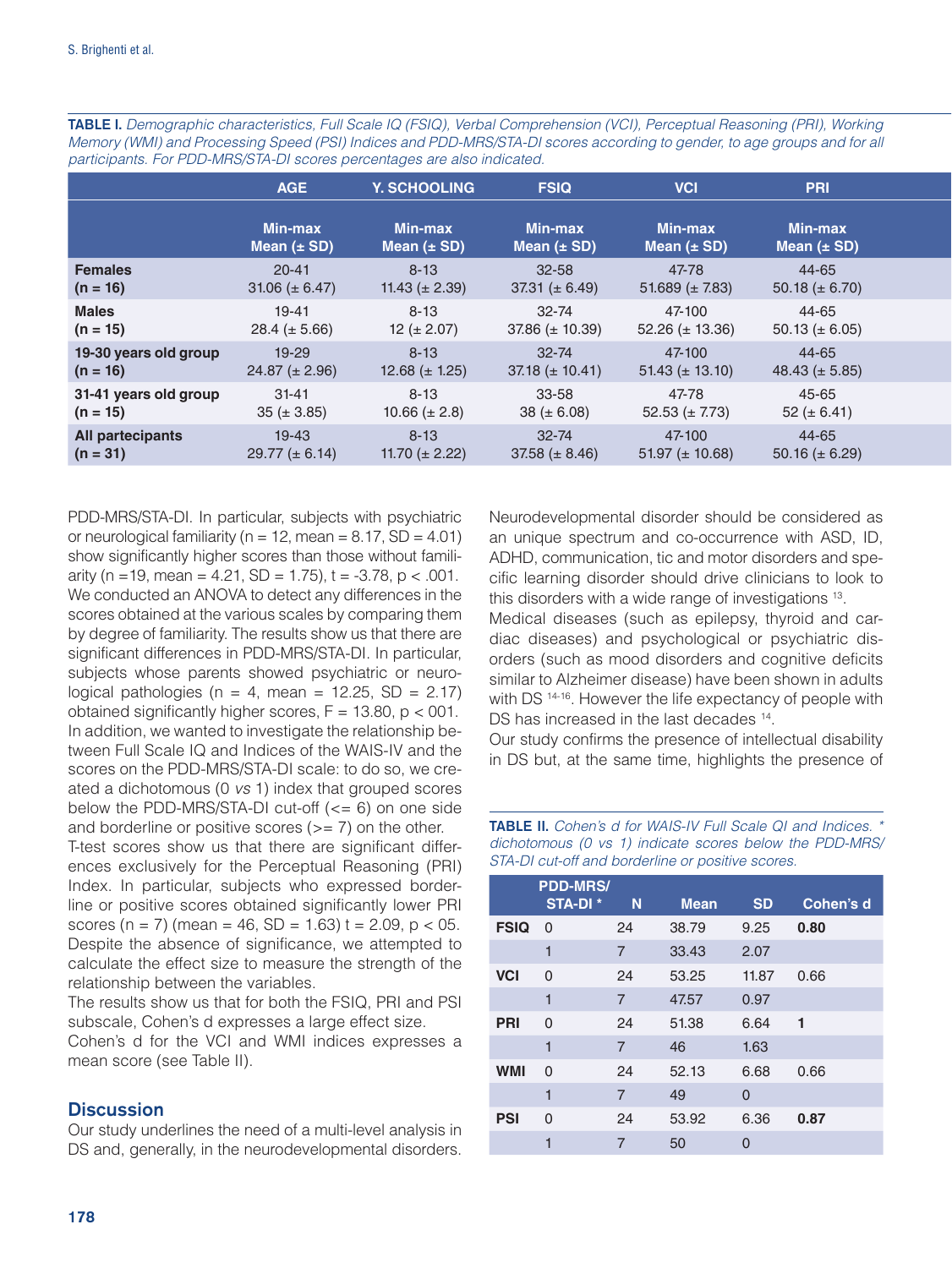**TABLE I.** *Demographic characteristics, Full Scale IQ (FSIQ), Verbal Comprehension (VCI), Perceptual Reasoning (PRI), Working Memory (WMI) and Processing Speed (PSI) Indices and PDD-MRS/STA-DI scores according to gender, to age groups and for all participants. For PDD-MRS/STA-DI scores percentages are also indicated.*

| | AGE | Y. SCHOOLING | FSIQ | VCI | PRI |
|---|---|---|---|---|---|
| | Min-max Mean (± SD) | Min-max Mean (± SD) | Min-max Mean (± SD) | Min-max Mean (± SD) | Min-max Mean (± SD) |
| **Females (n = 16)** | 20-41 31.06 (± 6.47) | 8-13 11.43 (± 2.39) | 32-58 37.31 (± 6.49) | 47-78 51.689 (± 7.83) | 44-65 50.18 (± 6.70) |
| **Males (n = 15)** | 19-41 28.4 (± 5.66) | 8-13 12 (± 2.07) | 32-74 37.86 (± 10.39) | 47-100 52.26 (± 13.36) | 44-65 50.13 (± 6.05) |
| **19-30 years old group (n = 16)** | 19-29 24.87 (± 2.96) | 8-13 12.68 (± 1.25) | 32-74 37.18 (± 10.41) | 47-100 51.43 (± 13.10) | 44-65 48.43 (± 5.85) |
| **31-41 years old group (n = 15)** | 31-41 35 (± 3.85) | 8-13 10.66 (± 2.8) | 33-58 38 (± 6.08) | 47-78 52.53 (± 7.73) | 45-65 52 (± 6.41) |
| **All partecipants (n = 31)** | 19-43 29.77 (± 6.14) | 8-13 11.70 (± 2.22) | 32-74 37.58 (± 8.46) | 47-100 51.97 (± 10.68) | 44-65 50.16 (± 6.29) |

PDD-MRS/STA-DI. In particular, subjects with psychiatric or neurological familiarity (n = 12, mean = 8.17, SD = 4.01) show significantly higher scores than those without familiarity (n =19, mean = 4.21, SD = 1.75), t = -3.78, p < .001. We conducted an ANOVA to detect any differences in the scores obtained at the various scales by comparing them by degree of familiarity. The results show us that there are significant differences in PDD-MRS/STA-DI. In particular, subjects whose parents showed psychiatric or neurological pathologies (n = 4, mean = 12.25, SD = 2.17) obtained significantly higher scores, F = 13.80, p < 001. In addition, we wanted to investigate the relationship between Full Scale IQ and Indices of the WAIS-IV and the scores on the PDD-MRS/STA-DI scale: to do so, we created a dichotomous (0 *vs* 1) index that grouped scores below the PDD-MRS/STA-DI cut-off (<= 6) on one side and borderline or positive scores (>= 7) on the other.

T-test scores show us that there are significant differences exclusively for the Perceptual Reasoning (PRI) Index. In particular, subjects who expressed borderline or positive scores obtained significantly lower PRI scores (n = 7) (mean = 46, SD = 1.63) t = 2.09, p < 05. Despite the absence of significance, we attempted to calculate the effect size to measure the strength of the relationship between the variables.

The results show us that for both the FSIQ, PRI and PSI subscale, Cohen's d expresses a large effect size.

Cohen's d for the VCI and WMI indices expresses a mean score (see Table II).

## Discussion

Our study underlines the need of a multi-level analysis in DS and, generally, in the neurodevelopmental disorders. Neurodevelopmental disorder should be considered as an unique spectrum and co-occurrence with ASD, ID, ADHD, communication, tic and motor disorders and specific learning disorder should drive clinicians to look to this disorders with a wide range of investigations [13].

Medical diseases (such as epilepsy, thyroid and cardiac diseases) and psychological or psychiatric disorders (such as mood disorders and cognitive deficits similar to Alzheimer disease) have been shown in adults with DS [14-16]. However the life expectancy of people with DS has increased in the last decades [14].

Our study confirms the presence of intellectual disability in DS but, at the same time, highlights the presence of

**TABLE II.** *Cohen's d for WAIS-IV Full Scale QI and Indices. * dichotomous (0 vs 1) indicate scores below the PDD-MRS/STA-DI cut-off and borderline or positive scores.*

| | PDD-MRS/STA-DI * | N | Mean | SD | Cohen's d |
|---|---|---|---|---|---|
| **FSIQ** | 0 | 24 | 38.79 | 9.25 | **0.80** |
| | 1 | 7 | 33.43 | 2.07 | |
| **VCI** | 0 | 24 | 53.25 | 11.87 | 0.66 |
| | 1 | 7 | 47.57 | 0.97 | |
| **PRI** | 0 | 24 | 51.38 | 6.64 | **1** |
| | 1 | 7 | 46 | 1.63 | |
| **WMI** | 0 | 24 | 52.13 | 6.68 | 0.66 |
| | 1 | 7 | 49 | 0 | |
| **PSI** | 0 | 24 | 53.92 | 6.36 | **0.87** |
| | 1 | 7 | 50 | 0 | |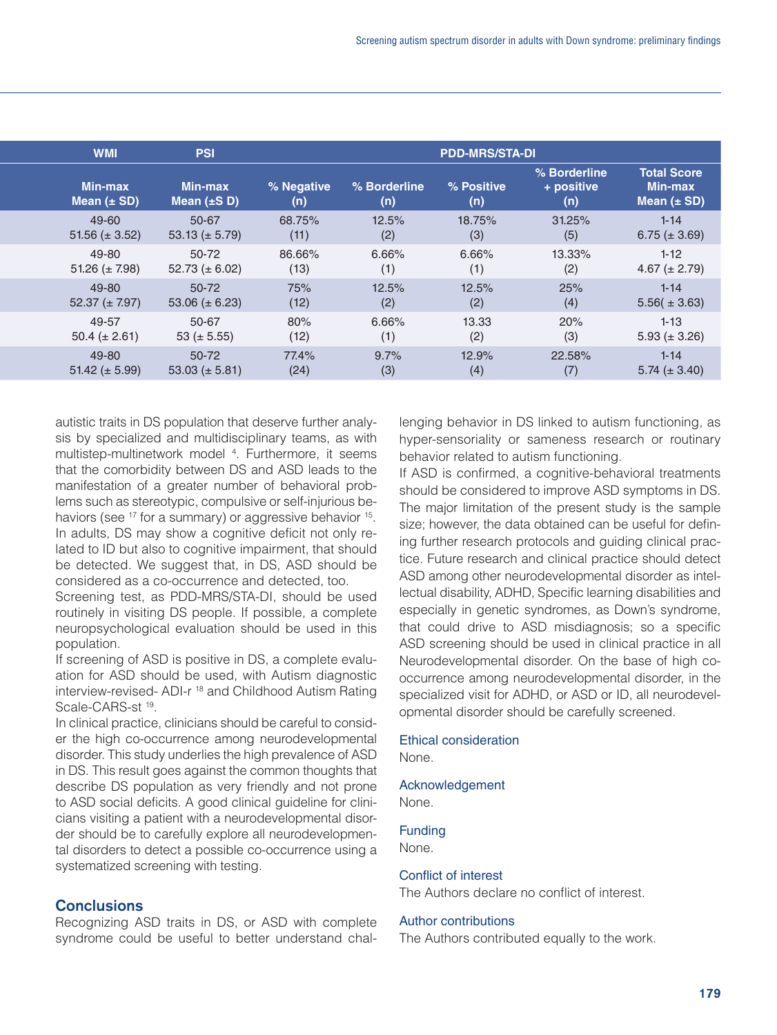| WMI | PSI | PDD-MRS/STA-DI | | | | |
|---|---|---|---|---|---|---|
| Min-max<br>Mean (± SD) | Min-max<br>Mean (±S D) | % Negative<br>(n) | % Borderline<br>(n) | % Positive<br>(n) | % Borderline + positive<br>(n) | Total Score<br>Min-max<br>Mean (± SD) |
| 49-60<br>51.56 (± 3.52) | 50-67<br>53.13 (± 5.79) | 68.75%<br>(11) | 12.5%<br>(2) | 18.75%<br>(3) | 31.25%<br>(5) | 1-14<br>6.75 (± 3.69) |
| 49-80<br>51.26 (± 7.98) | 50-72<br>52.73 (± 6.02) | 86.66%<br>(13) | 6.66%<br>(1) | 6.66%<br>(1) | 13.33%<br>(2) | 1-12<br>4.67 (± 2.79) |
| 49-80<br>52.37 (± 7.97) | 50-72<br>53.06 (± 6.23) | 75%<br>(12) | 12.5%<br>(2) | 12.5%<br>(2) | 25%<br>(4) | 1-14<br>5.56( ± 3.63) |
| 49-57<br>50.4 (± 2.61) | 50-67<br>53 (± 5.55) | 80%<br>(12) | 6.66%<br>(1) | 13.33<br>(2) | 20%<br>(3) | 1-13<br>5.93 (± 3.26) |
| 49-80<br>51.42 (± 5.99) | 50-72<br>53.03 (± 5.81) | 77.4%<br>(24) | 9.7%<br>(3) | 12.9%<br>(4) | 22.58%<br>(7) | 1-14<br>5.74 (± 3.40) |

autistic traits in DS population that deserve further analysis by specialized and multidisciplinary teams, as with multistep-multinetwork model [4]. Furthermore, it seems that the comorbidity between DS and ASD leads to the manifestation of a greater number of behavioral problems such as stereotypic, compulsive or self-injurious behaviors (see [17] for a summary) or aggressive behavior [15]. In adults, DS may show a cognitive deficit not only related to ID but also to cognitive impairment, that should be detected. We suggest that, in DS, ASD should be considered as a co-occurrence and detected, too.

Screening test, as PDD-MRS/STA-DI, should be used routinely in visiting DS people. If possible, a complete neuropsychological evaluation should be used in this population.

If screening of ASD is positive in DS, a complete evaluation for ASD should be used, with Autism diagnostic interview-revised- ADI-r [18] and Childhood Autism Rating Scale-CARS-st [19].

In clinical practice, clinicians should be careful to consider the high co-occurrence among neurodevelopmental disorder. This study underlies the high prevalence of ASD in DS. This result goes against the common thoughts that describe DS population as very friendly and not prone to ASD social deficits. A good clinical guideline for clinicians visiting a patient with a neurodevelopmental disorder should be to carefully explore all neurodevelopmental disorders to detect a possible co-occurrence using a systematized screening with testing.

## Conclusions

Recognizing ASD traits in DS, or ASD with complete syndrome could be useful to better understand challenging behavior in DS linked to autism functioning, as hyper-sensoriality or sameness research or routinary behavior related to autism functioning.

If ASD is confirmed, a cognitive-behavioral treatments should be considered to improve ASD symptoms in DS. The major limitation of the present study is the sample size; however, the data obtained can be useful for defining further research protocols and guiding clinical practice. Future research and clinical practice should detect ASD among other neurodevelopmental disorder as intellectual disability, ADHD, Specific learning disabilities and especially in genetic syndromes, as Down's syndrome, that could drive to ASD misdiagnosis; so a specific ASD screening should be used in clinical practice in all Neurodevelopmental disorder. On the base of high co-occurrence among neurodevelopmental disorder, in the specialized visit for ADHD, or ASD or ID, all neurodevelopmental disorder should be carefully screened.

### Ethical consideration

None.

### Acknowledgement

None.

### Funding

None.

### Conflict of interest

The Authors declare no conflict of interest.

### Author contributions

The Authors contributed equally to the work.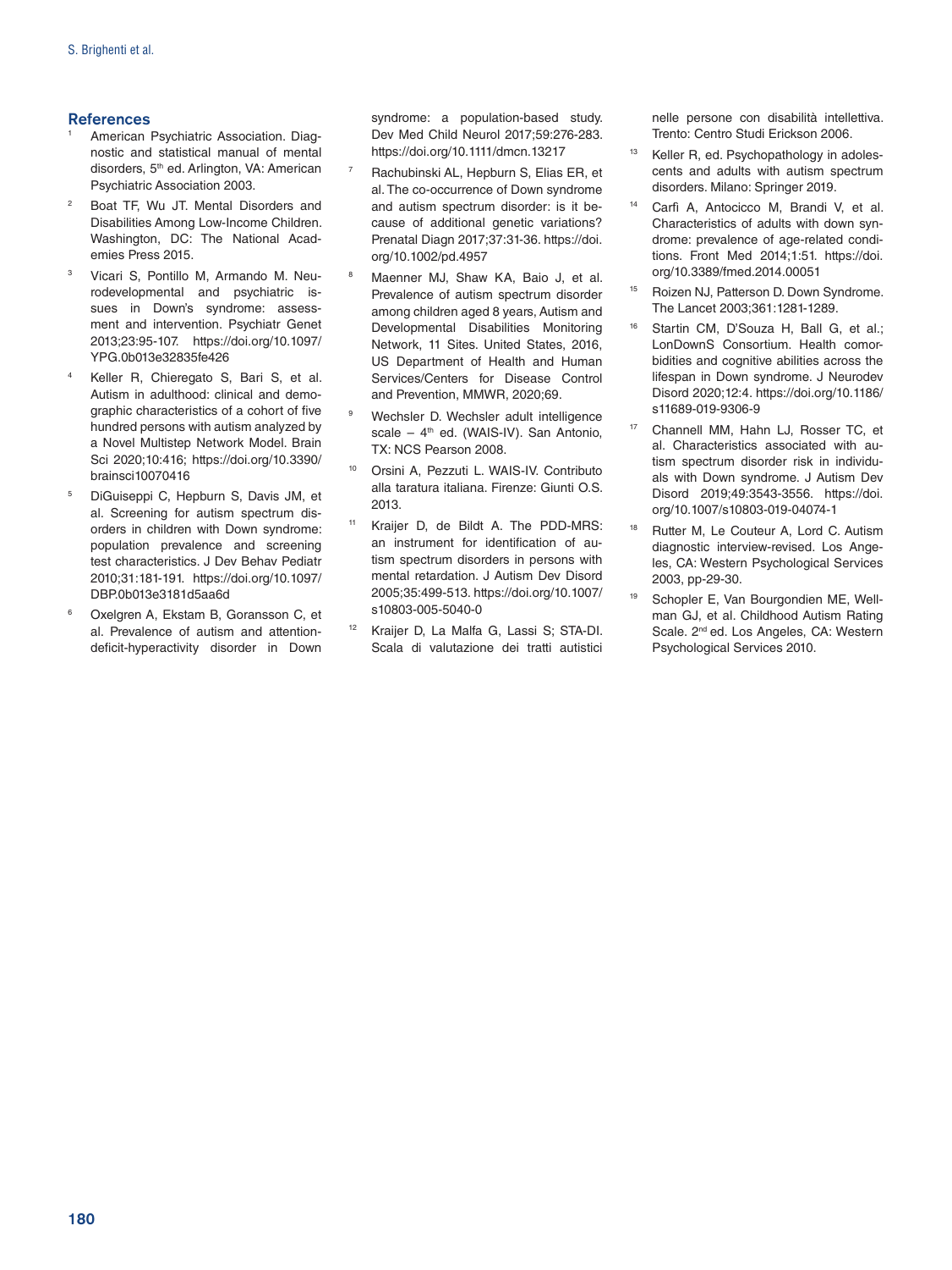## References

1. American Psychiatric Association. Diagnostic and statistical manual of mental disorders, 5th ed. Arlington, VA: American Psychiatric Association 2003.
2. Boat TF, Wu JT. Mental Disorders and Disabilities Among Low-Income Children. Washington, DC: The National Academies Press 2015.
3. Vicari S, Pontillo M, Armando M. Neurodevelopmental and psychiatric issues in Down's syndrome: assessment and intervention. Psychiatr Genet 2013;23:95-107. https://doi.org/10.1097/YPG.0b013e32835fe426
4. Keller R, Chieregato S, Bari S, et al. Autism in adulthood: clinical and demographic characteristics of a cohort of five hundred persons with autism analyzed by a Novel Multistep Network Model. Brain Sci 2020;10:416; https://doi.org/10.3390/brainsci10070416
5. DiGuiseppi C, Hepburn S, Davis JM, et al. Screening for autism spectrum disorders in children with Down syndrome: population prevalence and screening test characteristics. J Dev Behav Pediatr 2010;31:181-191. https://doi.org/10.1097/DBP.0b013e3181d5aa6d
6. Oxelgren A, Ekstam B, Goransson C, et al. Prevalence of autism and attention-deficit-hyperactivity disorder in Down syndrome: a population-based study. Dev Med Child Neurol 2017;59:276-283. https://doi.org/10.1111/dmcn.13217
7. Rachubinski AL, Hepburn S, Elias ER, et al. The co-occurrence of Down syndrome and autism spectrum disorder: is it because of additional genetic variations? Prenatal Diagn 2017;37:31-36. https://doi.org/10.1002/pd.4957
8. Maenner MJ, Shaw KA, Baio J, et al. Prevalence of autism spectrum disorder among children aged 8 years, Autism and Developmental Disabilities Monitoring Network, 11 Sites. United States, 2016, US Department of Health and Human Services/Centers for Disease Control and Prevention, MMWR, 2020;69.
9. Wechsler D. Wechsler adult intelligence scale – 4th ed. (WAIS-IV). San Antonio, TX: NCS Pearson 2008.
10. Orsini A, Pezzuti L. WAIS-IV. Contributo alla taratura italiana. Firenze: Giunti O.S. 2013.
11. Kraijer D, de Bildt A. The PDD-MRS: an instrument for identification of autism spectrum disorders in persons with mental retardation. J Autism Dev Disord 2005;35:499-513. https://doi.org/10.1007/s10803-005-5040-0
12. Kraijer D, La Malfa G, Lassi S; STA-DI. Scala di valutazione dei tratti autistici nelle persone con disabilità intellettiva. Trento: Centro Studi Erickson 2006.
13. Keller R, ed. Psychopathology in adolescents and adults with autism spectrum disorders. Milano: Springer 2019.
14. Carfì A, Antocicco M, Brandi V, et al. Characteristics of adults with down syndrome: prevalence of age-related conditions. Front Med 2014;1:51. https://doi.org/10.3389/fmed.2014.00051
15. Roizen NJ, Patterson D. Down Syndrome. The Lancet 2003;361:1281-1289.
16. Startin CM, D'Souza H, Ball G, et al.; LonDownS Consortium. Health comorbidities and cognitive abilities across the lifespan in Down syndrome. J Neurodev Disord 2020;12:4. https://doi.org/10.1186/s11689-019-9306-9
17. Channell MM, Hahn LJ, Rosser TC, et al. Characteristics associated with autism spectrum disorder risk in individuals with Down syndrome. J Autism Dev Disord 2019;49:3543-3556. https://doi.org/10.1007/s10803-019-04074-1
18. Rutter M, Le Couteur A, Lord C. Autism diagnostic interview-revised. Los Angeles, CA: Western Psychological Services 2003, pp-29-30.
19. Schopler E, Van Bourgondien ME, Wellman GJ, et al. Childhood Autism Rating Scale. 2nd ed. Los Angeles, CA: Western Psychological Services 2010.